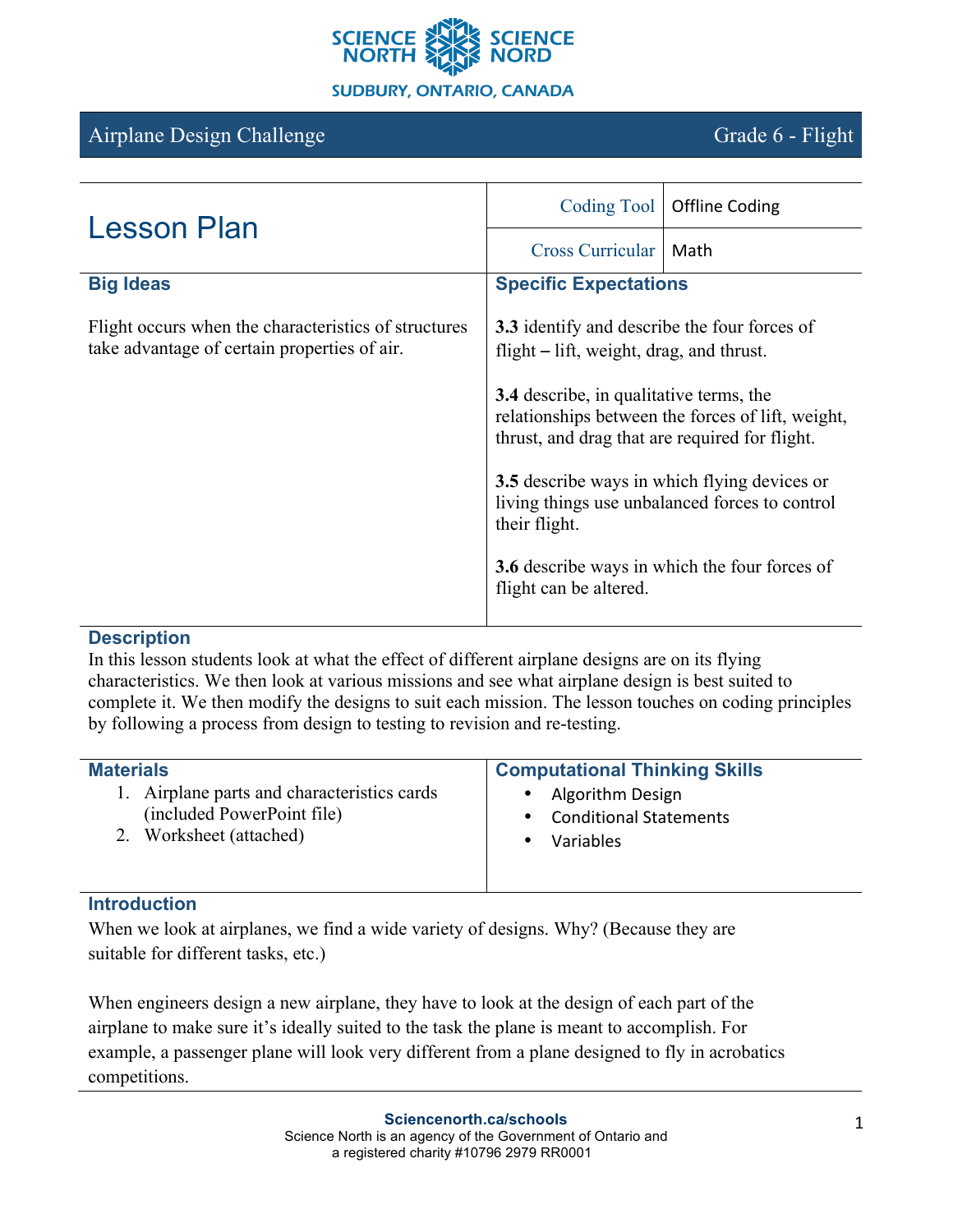SCIENCE NORTH SCIENCE NORD

SUDBURY, ONTARIO, CANADA

**Airplane Design Challenge** | **Grade 6 - Flight**

# Lesson Plan

| | |
|---|---|
| Coding Tool | Offline Coding |
| Cross Curricular | Math |

## Big Ideas

Flight occurs when the characteristics of structures take advantage of certain properties of air.

## Specific Expectations

**3.3** identify and describe the four forces of flight – lift, weight, drag, and thrust.

**3.4** describe, in qualitative terms, the relationships between the forces of lift, weight, thrust, and drag that are required for flight.

**3.5** describe ways in which flying devices or living things use unbalanced forces to control their flight.

**3.6** describe ways in which the four forces of flight can be altered.

## Description

In this lesson students look at what the effect of different airplane designs are on its flying characteristics. We then look at various missions and see what airplane design is best suited to complete it. We then modify the designs to suit each mission. The lesson touches on coding principles by following a process from design to testing to revision and re-testing.

## Materials

1. Airplane parts and characteristics cards (included PowerPoint file)
2. Worksheet (attached)

## Computational Thinking Skills

- Algorithm Design
- Conditional Statements
- Variables

## Introduction

When we look at airplanes, we find a wide variety of designs. Why? (Because they are suitable for different tasks, etc.)

When engineers design a new airplane, they have to look at the design of each part of the airplane to make sure it's ideally suited to the task the plane is meant to accomplish. For example, a passenger plane will look very different from a plane designed to fly in acrobatics competitions.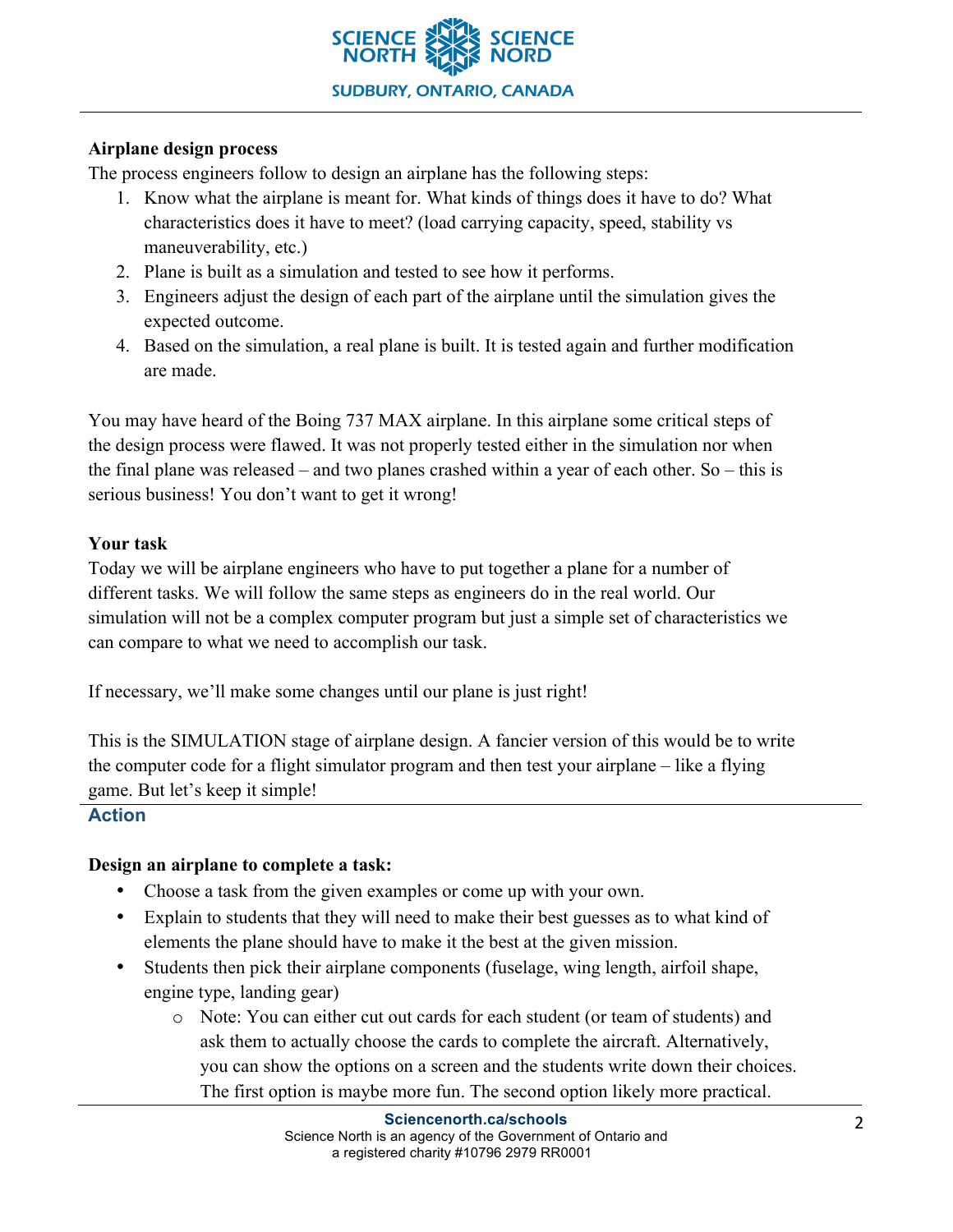**Airplane design process**

The process engineers follow to design an airplane has the following steps:

1. Know what the airplane is meant for. What kinds of things does it have to do? What characteristics does it have to meet? (load carrying capacity, speed, stability vs maneuverability, etc.)
2. Plane is built as a simulation and tested to see how it performs.
3. Engineers adjust the design of each part of the airplane until the simulation gives the expected outcome.
4. Based on the simulation, a real plane is built. It is tested again and further modification are made.

You may have heard of the Boing 737 MAX airplane. In this airplane some critical steps of the design process were flawed. It was not properly tested either in the simulation nor when the final plane was released – and two planes crashed within a year of each other. So – this is serious business! You don't want to get it wrong!

**Your task**

Today we will be airplane engineers who have to put together a plane for a number of different tasks. We will follow the same steps as engineers do in the real world. Our simulation will not be a complex computer program but just a simple set of characteristics we can compare to what we need to accomplish our task.

If necessary, we'll make some changes until our plane is just right!

This is the SIMULATION stage of airplane design. A fancier version of this would be to write the computer code for a flight simulator program and then test your airplane – like a flying game. But let's keep it simple!

## Action

**Design an airplane to complete a task:**

- Choose a task from the given examples or come up with your own.
- Explain to students that they will need to make their best guesses as to what kind of elements the plane should have to make it the best at the given mission.
- Students then pick their airplane components (fuselage, wing length, airfoil shape, engine type, landing gear)
  - Note: You can either cut out cards for each student (or team of students) and ask them to actually choose the cards to complete the aircraft. Alternatively, you can show the options on a screen and the students write down their choices. The first option is maybe more fun. The second option likely more practical.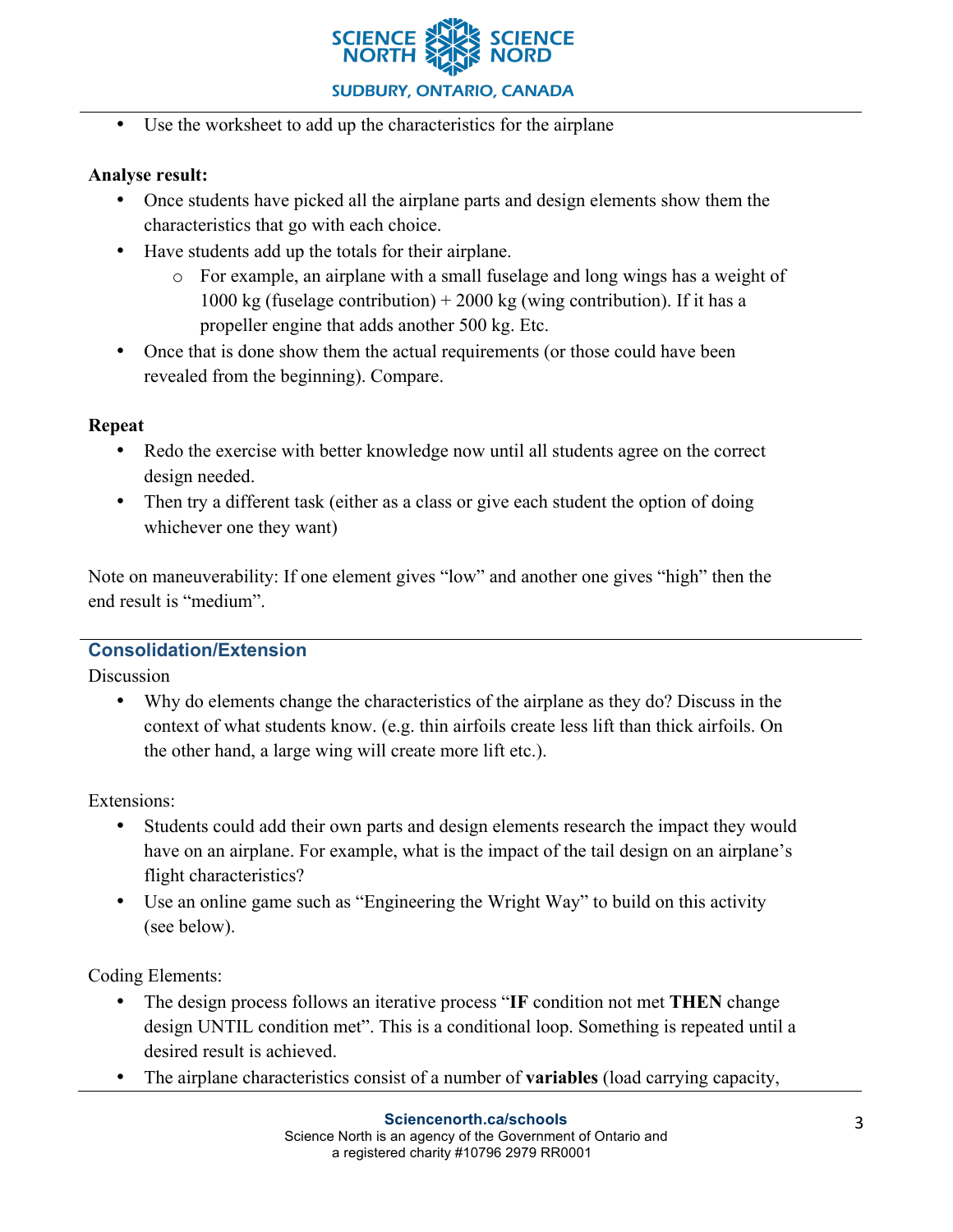- Use the worksheet to add up the characteristics for the airplane

**Analyse result:**

- Once students have picked all the airplane parts and design elements show them the characteristics that go with each choice.
- Have students add up the totals for their airplane.
    - For example, an airplane with a small fuselage and long wings has a weight of 1000 kg (fuselage contribution) + 2000 kg (wing contribution). If it has a propeller engine that adds another 500 kg. Etc.
- Once that is done show them the actual requirements (or those could have been revealed from the beginning). Compare.

**Repeat**

- Redo the exercise with better knowledge now until all students agree on the correct design needed.
- Then try a different task (either as a class or give each student the option of doing whichever one they want)

Note on maneuverability: If one element gives "low" and another one gives "high" then the end result is "medium".

## Consolidation/Extension

Discussion

- Why do elements change the characteristics of the airplane as they do? Discuss in the context of what students know. (e.g. thin airfoils create less lift than thick airfoils. On the other hand, a large wing will create more lift etc.).

Extensions:

- Students could add their own parts and design elements research the impact they would have on an airplane. For example, what is the impact of the tail design on an airplane's flight characteristics?
- Use an online game such as "Engineering the Wright Way" to build on this activity (see below).

Coding Elements:

- The design process follows an iterative process "**IF** condition not met **THEN** change design UNTIL condition met". This is a conditional loop. Something is repeated until a desired result is achieved.
- The airplane characteristics consist of a number of **variables** (load carrying capacity,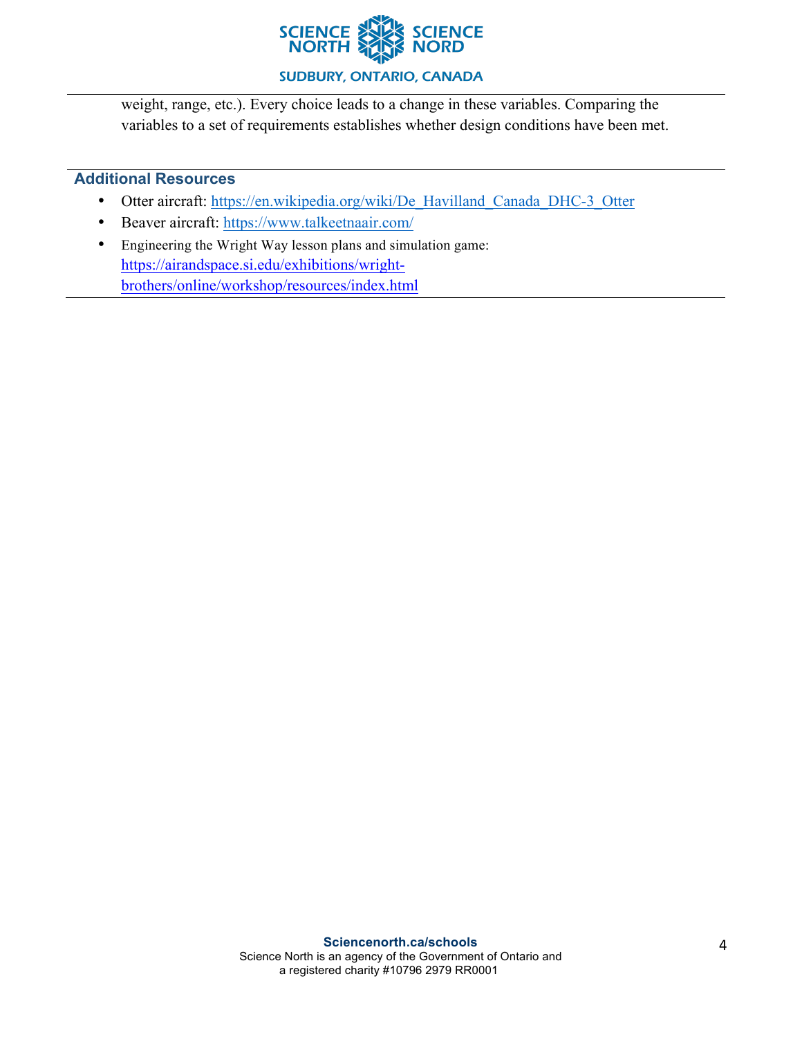weight, range, etc.). Every choice leads to a change in these variables. Comparing the variables to a set of requirements establishes whether design conditions have been met.

## Additional Resources

- Otter aircraft: https://en.wikipedia.org/wiki/De_Havilland_Canada_DHC-3_Otter
- Beaver aircraft: https://www.talkeetnaair.com/
- Engineering the Wright Way lesson plans and simulation game: https://airandspace.si.edu/exhibitions/wright-brothers/online/workshop/resources/index.html